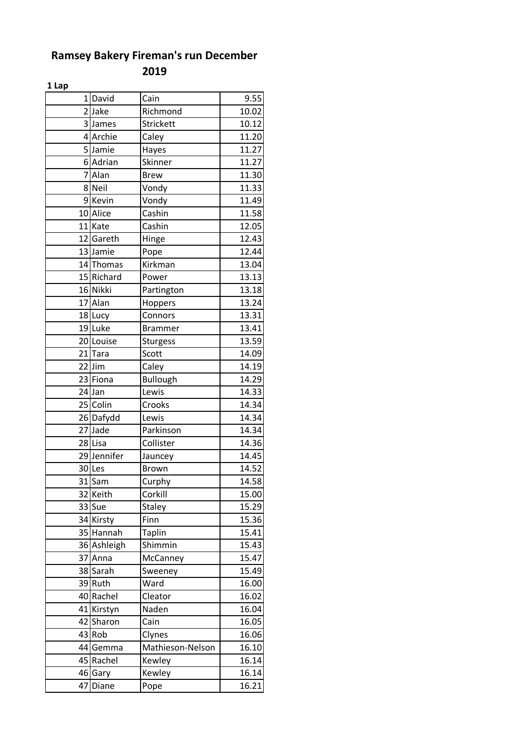# Ramsey Bakery Fireman's run December 2019

**1 Lap**

| | | | |
|---|---|---|---|
| 1 | David | Cain | 9.55 |
| 2 | Jake | Richmond | 10.02 |
| 3 | James | Strickett | 10.12 |
| 4 | Archie | Caley | 11.20 |
| 5 | Jamie | Hayes | 11.27 |
| 6 | Adrian | Skinner | 11.27 |
| 7 | Alan | Brew | 11.30 |
| 8 | Neil | Vondy | 11.33 |
| 9 | Kevin | Vondy | 11.49 |
| 10 | Alice | Cashin | 11.58 |
| 11 | Kate | Cashin | 12.05 |
| 12 | Gareth | Hinge | 12.43 |
| 13 | Jamie | Pope | 12.44 |
| 14 | Thomas | Kirkman | 13.04 |
| 15 | Richard | Power | 13.13 |
| 16 | Nikki | Partington | 13.18 |
| 17 | Alan | Hoppers | 13.24 |
| 18 | Lucy | Connors | 13.31 |
| 19 | Luke | Brammer | 13.41 |
| 20 | Louise | Sturgess | 13.59 |
| 21 | Tara | Scott | 14.09 |
| 22 | Jim | Caley | 14.19 |
| 23 | Fiona | Bullough | 14.29 |
| 24 | Jan | Lewis | 14.33 |
| 25 | Colin | Crooks | 14.34 |
| 26 | Dafydd | Lewis | 14.34 |
| 27 | Jade | Parkinson | 14.34 |
| 28 | Lisa | Collister | 14.36 |
| 29 | Jennifer | Jauncey | 14.45 |
| 30 | Les | Brown | 14.52 |
| 31 | Sam | Curphy | 14.58 |
| 32 | Keith | Corkill | 15.00 |
| 33 | Sue | Staley | 15.29 |
| 34 | Kirsty | Finn | 15.36 |
| 35 | Hannah | Taplin | 15.41 |
| 36 | Ashleigh | Shimmin | 15.43 |
| 37 | Anna | McCanney | 15.47 |
| 38 | Sarah | Sweeney | 15.49 |
| 39 | Ruth | Ward | 16.00 |
| 40 | Rachel | Cleator | 16.02 |
| 41 | Kirstyn | Naden | 16.04 |
| 42 | Sharon | Cain | 16.05 |
| 43 | Rob | Clynes | 16.06 |
| 44 | Gemma | Mathieson-Nelson | 16.10 |
| 45 | Rachel | Kewley | 16.14 |
| 46 | Gary | Kewley | 16.14 |
| 47 | Diane | Pope | 16.21 |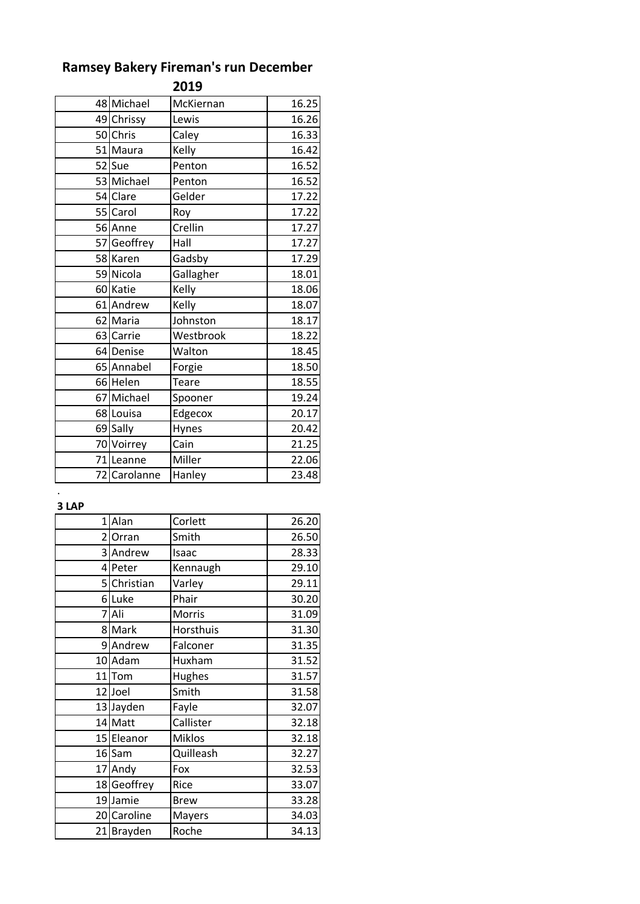# Ramsey Bakery Fireman's run December 2019

| | | | |
|---|---|---|---|
| 48 | Michael | McKiernan | 16.25 |
| 49 | Chrissy | Lewis | 16.26 |
| 50 | Chris | Caley | 16.33 |
| 51 | Maura | Kelly | 16.42 |
| 52 | Sue | Penton | 16.52 |
| 53 | Michael | Penton | 16.52 |
| 54 | Clare | Gelder | 17.22 |
| 55 | Carol | Roy | 17.22 |
| 56 | Anne | Crellin | 17.27 |
| 57 | Geoffrey | Hall | 17.27 |
| 58 | Karen | Gadsby | 17.29 |
| 59 | Nicola | Gallagher | 18.01 |
| 60 | Katie | Kelly | 18.06 |
| 61 | Andrew | Kelly | 18.07 |
| 62 | Maria | Johnston | 18.17 |
| 63 | Carrie | Westbrook | 18.22 |
| 64 | Denise | Walton | 18.45 |
| 65 | Annabel | Forgie | 18.50 |
| 66 | Helen | Teare | 18.55 |
| 67 | Michael | Spooner | 19.24 |
| 68 | Louisa | Edgecox | 20.17 |
| 69 | Sally | Hynes | 20.42 |
| 70 | Voirrey | Cain | 21.25 |
| 71 | Leanne | Miller | 22.06 |
| 72 | Carolanne | Hanley | 23.48 |

.

**3 LAP**

| | | | |
|---|---|---|---|
| 1 | Alan | Corlett | 26.20 |
| 2 | Orran | Smith | 26.50 |
| 3 | Andrew | Isaac | 28.33 |
| 4 | Peter | Kennaugh | 29.10 |
| 5 | Christian | Varley | 29.11 |
| 6 | Luke | Phair | 30.20 |
| 7 | Ali | Morris | 31.09 |
| 8 | Mark | Horsthuis | 31.30 |
| 9 | Andrew | Falconer | 31.35 |
| 10 | Adam | Huxham | 31.52 |
| 11 | Tom | Hughes | 31.57 |
| 12 | Joel | Smith | 31.58 |
| 13 | Jayden | Fayle | 32.07 |
| 14 | Matt | Callister | 32.18 |
| 15 | Eleanor | Miklos | 32.18 |
| 16 | Sam | Quilleash | 32.27 |
| 17 | Andy | Fox | 32.53 |
| 18 | Geoffrey | Rice | 33.07 |
| 19 | Jamie | Brew | 33.28 |
| 20 | Caroline | Mayers | 34.03 |
| 21 | Brayden | Roche | 34.13 |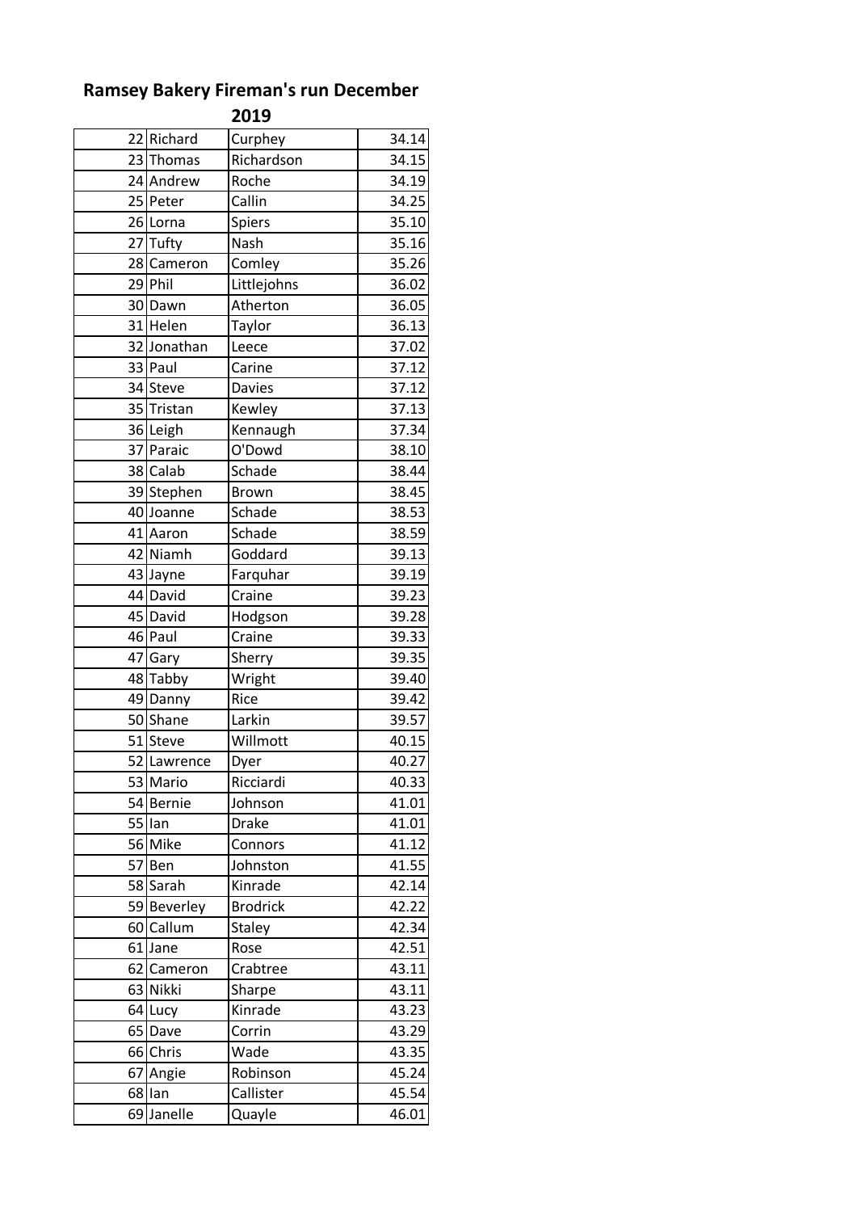# Ramsey Bakery Fireman's run December 2019

| | | | |
|---|---|---|---|
| 22 | Richard | Curphey | 34.14 |
| 23 | Thomas | Richardson | 34.15 |
| 24 | Andrew | Roche | 34.19 |
| 25 | Peter | Callin | 34.25 |
| 26 | Lorna | Spiers | 35.10 |
| 27 | Tufty | Nash | 35.16 |
| 28 | Cameron | Comley | 35.26 |
| 29 | Phil | Littlejohns | 36.02 |
| 30 | Dawn | Atherton | 36.05 |
| 31 | Helen | Taylor | 36.13 |
| 32 | Jonathan | Leece | 37.02 |
| 33 | Paul | Carine | 37.12 |
| 34 | Steve | Davies | 37.12 |
| 35 | Tristan | Kewley | 37.13 |
| 36 | Leigh | Kennaugh | 37.34 |
| 37 | Paraic | O'Dowd | 38.10 |
| 38 | Calab | Schade | 38.44 |
| 39 | Stephen | Brown | 38.45 |
| 40 | Joanne | Schade | 38.53 |
| 41 | Aaron | Schade | 38.59 |
| 42 | Niamh | Goddard | 39.13 |
| 43 | Jayne | Farquhar | 39.19 |
| 44 | David | Craine | 39.23 |
| 45 | David | Hodgson | 39.28 |
| 46 | Paul | Craine | 39.33 |
| 47 | Gary | Sherry | 39.35 |
| 48 | Tabby | Wright | 39.40 |
| 49 | Danny | Rice | 39.42 |
| 50 | Shane | Larkin | 39.57 |
| 51 | Steve | Willmott | 40.15 |
| 52 | Lawrence | Dyer | 40.27 |
| 53 | Mario | Ricciardi | 40.33 |
| 54 | Bernie | Johnson | 41.01 |
| 55 | Ian | Drake | 41.01 |
| 56 | Mike | Connors | 41.12 |
| 57 | Ben | Johnston | 41.55 |
| 58 | Sarah | Kinrade | 42.14 |
| 59 | Beverley | Brodrick | 42.22 |
| 60 | Callum | Staley | 42.34 |
| 61 | Jane | Rose | 42.51 |
| 62 | Cameron | Crabtree | 43.11 |
| 63 | Nikki | Sharpe | 43.11 |
| 64 | Lucy | Kinrade | 43.23 |
| 65 | Dave | Corrin | 43.29 |
| 66 | Chris | Wade | 43.35 |
| 67 | Angie | Robinson | 45.24 |
| 68 | Ian | Callister | 45.54 |
| 69 | Janelle | Quayle | 46.01 |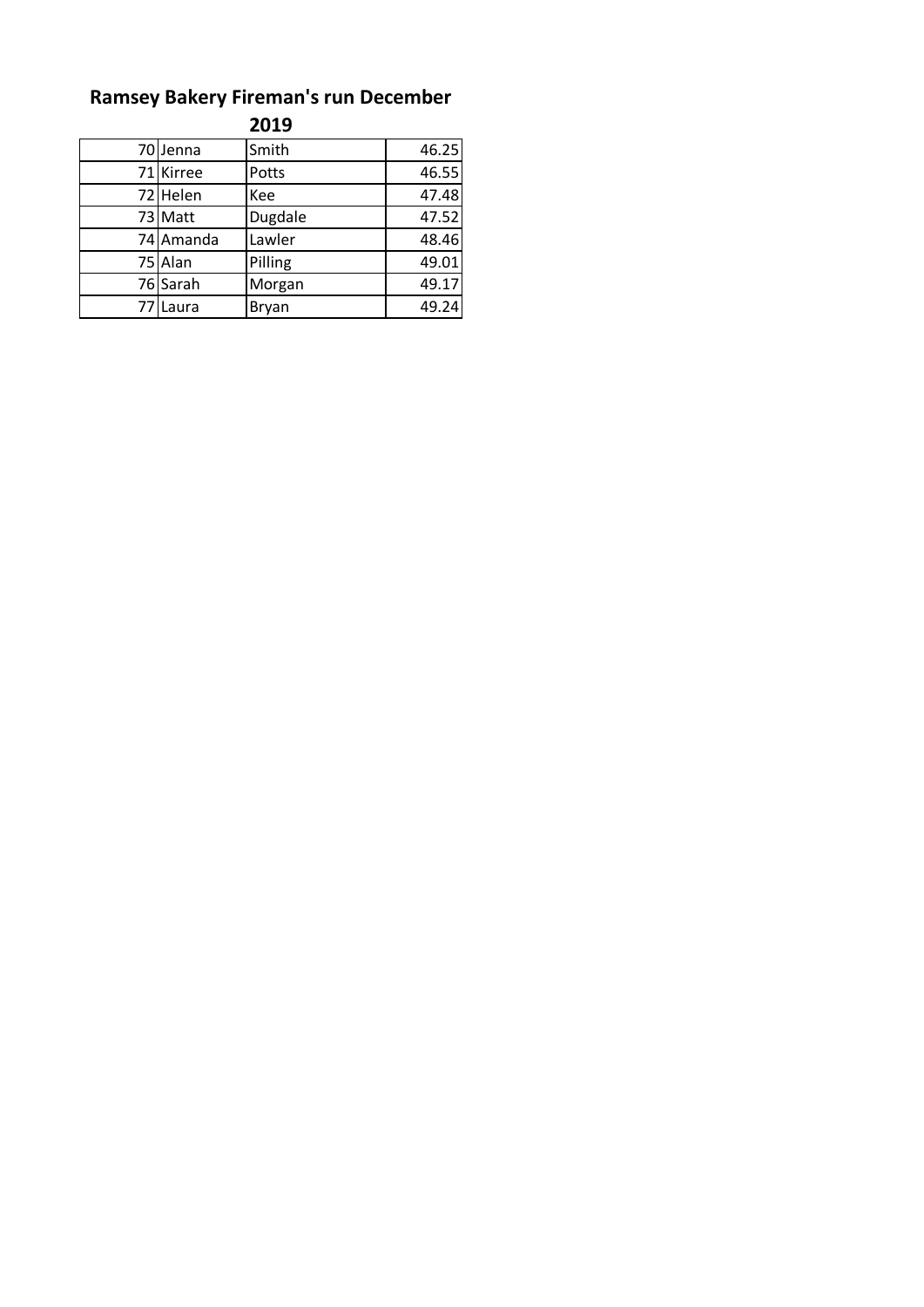# Ramsey Bakery Fireman's run December 2019

| | | | |
|---|---|---|---|
| 70 | Jenna | Smith | 46.25 |
| 71 | Kirree | Potts | 46.55 |
| 72 | Helen | Kee | 47.48 |
| 73 | Matt | Dugdale | 47.52 |
| 74 | Amanda | Lawler | 48.46 |
| 75 | Alan | Pilling | 49.01 |
| 76 | Sarah | Morgan | 49.17 |
| 77 | Laura | Bryan | 49.24 |